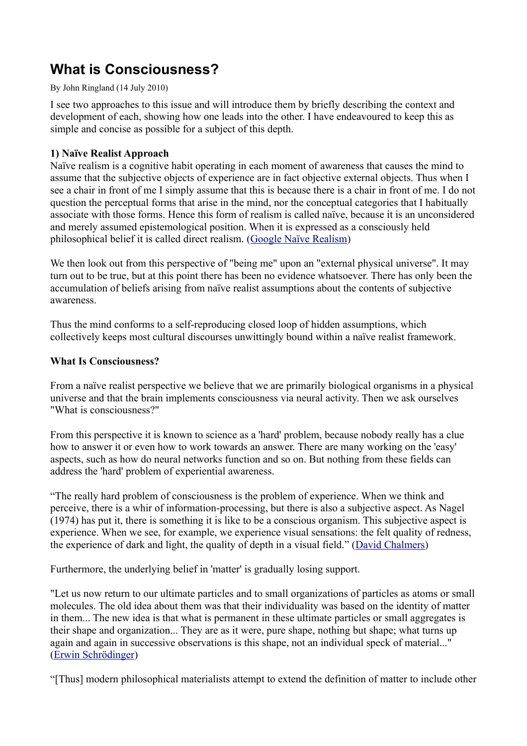# What is Consciousness?

By John Ringland (14 July 2010)

I see two approaches to this issue and will introduce them by briefly describing the context and development of each, showing how one leads into the other. I have endeavoured to keep this as simple and concise as possible for a subject of this depth.

**1) Naïve Realist Approach**

Naïve realism is a cognitive habit operating in each moment of awareness that causes the mind to assume that the subjective objects of experience are in fact objective external objects. Thus when I see a chair in front of me I simply assume that this is because there is a chair in front of me. I do not question the perceptual forms that arise in the mind, nor the conceptual categories that I habitually associate with those forms. Hence this form of realism is called naïve, because it is an unconsidered and merely assumed epistemological position. When it is expressed as a consciously held philosophical belief it is called direct realism. (Google Naïve Realism)

We then look out from this perspective of "being me" upon an "external physical universe". It may turn out to be true, but at this point there has been no evidence whatsoever. There has only been the accumulation of beliefs arising from naïve realist assumptions about the contents of subjective awareness.

Thus the mind conforms to a self-reproducing closed loop of hidden assumptions, which collectively keeps most cultural discourses unwittingly bound within a naïve realist framework.

**What Is Consciousness?**

From a naïve realist perspective we believe that we are primarily biological organisms in a physical universe and that the brain implements consciousness via neural activity. Then we ask ourselves "What is consciousness?"

From this perspective it is known to science as a 'hard' problem, because nobody really has a clue how to answer it or even how to work towards an answer. There are many working on the 'easy' aspects, such as how do neural networks function and so on. But nothing from these fields can address the 'hard' problem of experiential awareness.

"The really hard problem of consciousness is the problem of experience. When we think and perceive, there is a whir of information-processing, but there is also a subjective aspect. As Nagel (1974) has put it, there is something it is like to be a conscious organism. This subjective aspect is experience. When we see, for example, we experience visual sensations: the felt quality of redness, the experience of dark and light, the quality of depth in a visual field." (David Chalmers)

Furthermore, the underlying belief in 'matter' is gradually losing support.

"Let us now return to our ultimate particles and to small organizations of particles as atoms or small molecules. The old idea about them was that their individuality was based on the identity of matter in them... The new idea is that what is permanent in these ultimate particles or small aggregates is their shape and organization... They are as it were, pure shape, nothing but shape; what turns up again and again in successive observations is this shape, not an individual speck of material..." (Erwin Schrödinger)

"[Thus] modern philosophical materialists attempt to extend the definition of matter to include other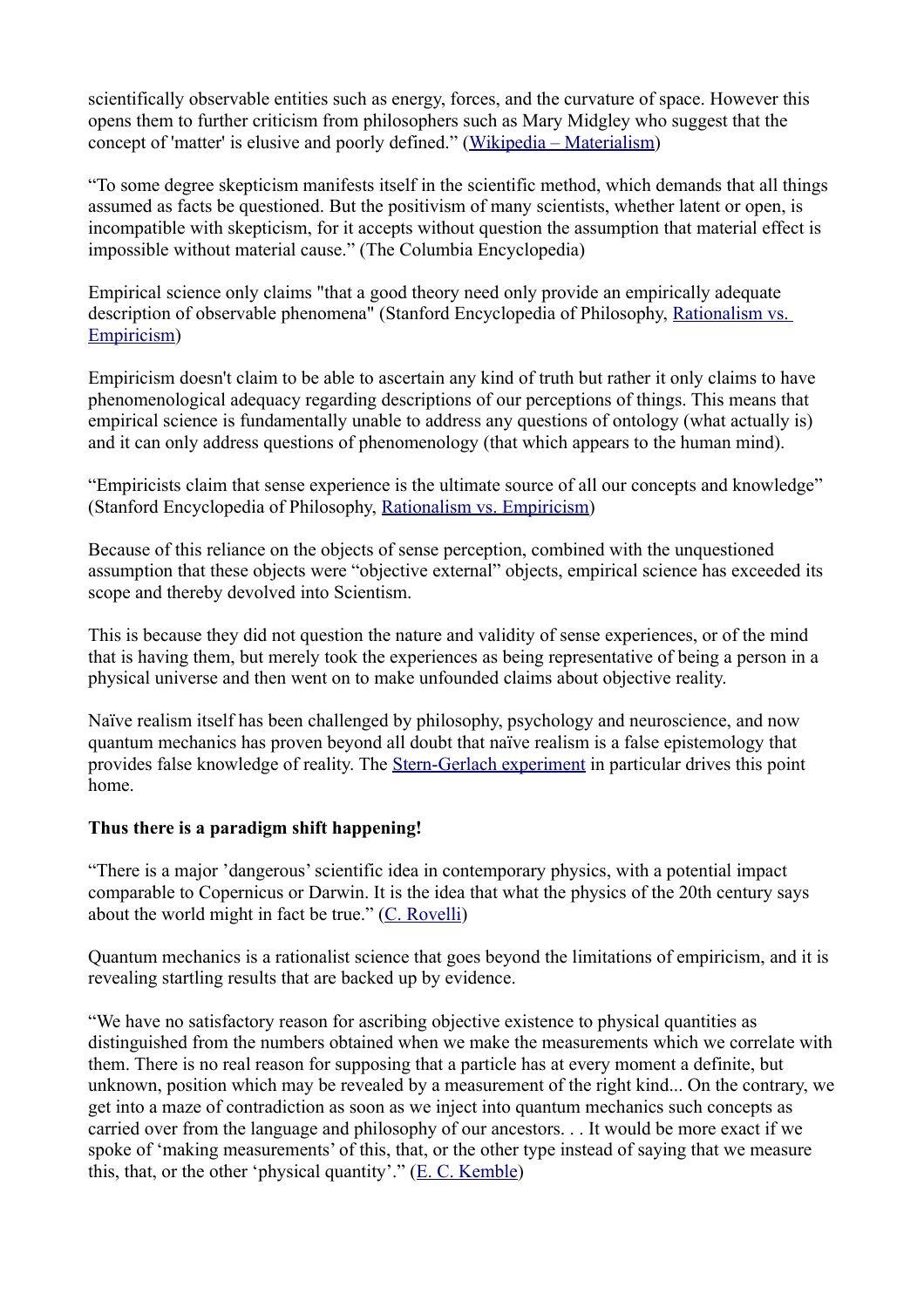scientifically observable entities such as energy, forces, and the curvature of space. However this opens them to further criticism from philosophers such as Mary Midgley who suggest that the concept of 'matter' is elusive and poorly defined." ([Wikipedia – Materialism]())

"To some degree skepticism manifests itself in the scientific method, which demands that all things assumed as facts be questioned. But the positivism of many scientists, whether latent or open, is incompatible with skepticism, for it accepts without question the assumption that material effect is impossible without material cause." (The Columbia Encyclopedia)

Empirical science only claims "that a good theory need only provide an empirically adequate description of observable phenomena" (Stanford Encyclopedia of Philosophy, [Rationalism vs. Empiricism]())

Empiricism doesn't claim to be able to ascertain any kind of truth but rather it only claims to have phenomenological adequacy regarding descriptions of our perceptions of things. This means that empirical science is fundamentally unable to address any questions of ontology (what actually is) and it can only address questions of phenomenology (that which appears to the human mind).

"Empiricists claim that sense experience is the ultimate source of all our concepts and knowledge" (Stanford Encyclopedia of Philosophy, [Rationalism vs. Empiricism]())

Because of this reliance on the objects of sense perception, combined with the unquestioned assumption that these objects were "objective external" objects, empirical science has exceeded its scope and thereby devolved into Scientism.

This is because they did not question the nature and validity of sense experiences, or of the mind that is having them, but merely took the experiences as being representative of being a person in a physical universe and then went on to make unfounded claims about objective reality.

Naïve realism itself has been challenged by philosophy, psychology and neuroscience, and now quantum mechanics has proven beyond all doubt that naïve realism is a false epistemology that provides false knowledge of reality. The [Stern-Gerlach experiment]() in particular drives this point home.

**Thus there is a paradigm shift happening!**

"There is a major 'dangerous' scientific idea in contemporary physics, with a potential impact comparable to Copernicus or Darwin. It is the idea that what the physics of the 20th century says about the world might in fact be true." ([C. Rovelli]())

Quantum mechanics is a rationalist science that goes beyond the limitations of empiricism, and it is revealing startling results that are backed up by evidence.

"We have no satisfactory reason for ascribing objective existence to physical quantities as distinguished from the numbers obtained when we make the measurements which we correlate with them. There is no real reason for supposing that a particle has at every moment a definite, but unknown, position which may be revealed by a measurement of the right kind... On the contrary, we get into a maze of contradiction as soon as we inject into quantum mechanics such concepts as carried over from the language and philosophy of our ancestors. . . It would be more exact if we spoke of 'making measurements' of this, that, or the other type instead of saying that we measure this, that, or the other 'physical quantity'." ([E. C. Kemble]())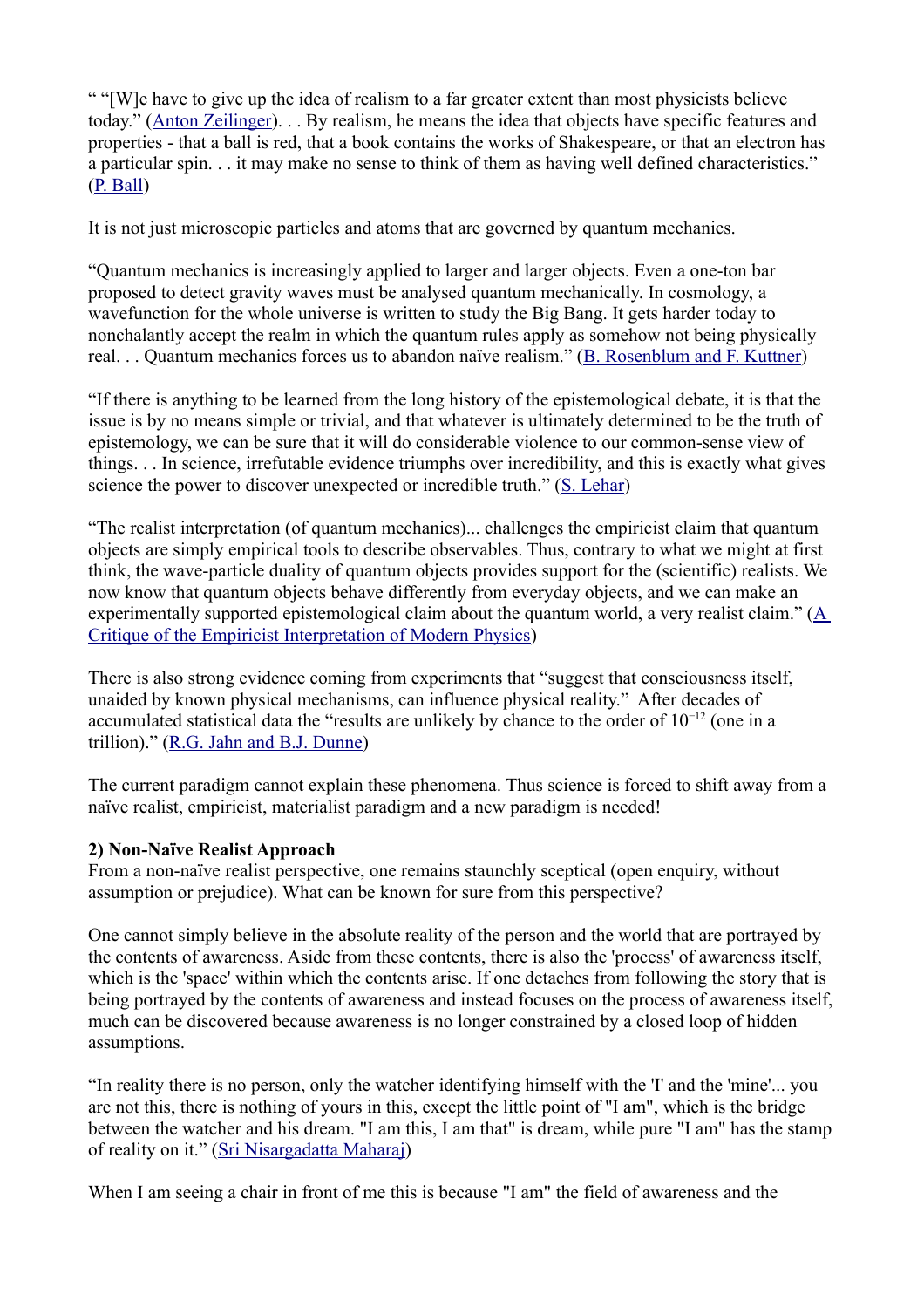" "[W]e have to give up the idea of realism to a far greater extent than most physicists believe today." (Anton Zeilinger). . . By realism, he means the idea that objects have specific features and properties - that a ball is red, that a book contains the works of Shakespeare, or that an electron has a particular spin. . . it may make no sense to think of them as having well defined characteristics." (P. Ball)

It is not just microscopic particles and atoms that are governed by quantum mechanics.

"Quantum mechanics is increasingly applied to larger and larger objects. Even a one-ton bar proposed to detect gravity waves must be analysed quantum mechanically. In cosmology, a wavefunction for the whole universe is written to study the Big Bang. It gets harder today to nonchalantly accept the realm in which the quantum rules apply as somehow not being physically real. . . Quantum mechanics forces us to abandon naïve realism." (B. Rosenblum and F. Kuttner)

"If there is anything to be learned from the long history of the epistemological debate, it is that the issue is by no means simple or trivial, and that whatever is ultimately determined to be the truth of epistemology, we can be sure that it will do considerable violence to our common-sense view of things. . . In science, irrefutable evidence triumphs over incredibility, and this is exactly what gives science the power to discover unexpected or incredible truth." (S. Lehar)

"The realist interpretation (of quantum mechanics)... challenges the empiricist claim that quantum objects are simply empirical tools to describe observables. Thus, contrary to what we might at first think, the wave-particle duality of quantum objects provides support for the (scientific) realists. We now know that quantum objects behave differently from everyday objects, and we can make an experimentally supported epistemological claim about the quantum world, a very realist claim." (A Critique of the Empiricist Interpretation of Modern Physics)

There is also strong evidence coming from experiments that "suggest that consciousness itself, unaided by known physical mechanisms, can influence physical reality." After decades of accumulated statistical data the "results are unlikely by chance to the order of $10^{-12}$ (one in a trillion)." (R.G. Jahn and B.J. Dunne)

The current paradigm cannot explain these phenomena. Thus science is forced to shift away from a naïve realist, empiricist, materialist paradigm and a new paradigm is needed!

**2) Non-Naïve Realist Approach**

From a non-naïve realist perspective, one remains staunchly sceptical (open enquiry, without assumption or prejudice). What can be known for sure from this perspective?

One cannot simply believe in the absolute reality of the person and the world that are portrayed by the contents of awareness. Aside from these contents, there is also the 'process' of awareness itself, which is the 'space' within which the contents arise. If one detaches from following the story that is being portrayed by the contents of awareness and instead focuses on the process of awareness itself, much can be discovered because awareness is no longer constrained by a closed loop of hidden assumptions.

"In reality there is no person, only the watcher identifying himself with the 'I' and the 'mine'... you are not this, there is nothing of yours in this, except the little point of "I am", which is the bridge between the watcher and his dream. "I am this, I am that" is dream, while pure "I am" has the stamp of reality on it." (Sri Nisargadatta Maharaj)

When I am seeing a chair in front of me this is because "I am" the field of awareness and the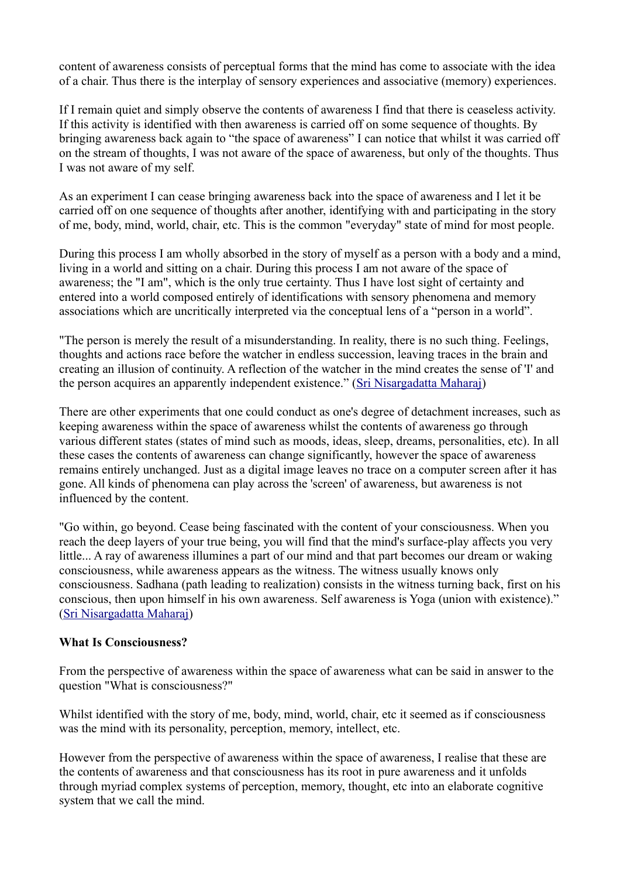content of awareness consists of perceptual forms that the mind has come to associate with the idea of a chair. Thus there is the interplay of sensory experiences and associative (memory) experiences.

If I remain quiet and simply observe the contents of awareness I find that there is ceaseless activity. If this activity is identified with then awareness is carried off on some sequence of thoughts. By bringing awareness back again to "the space of awareness" I can notice that whilst it was carried off on the stream of thoughts, I was not aware of the space of awareness, but only of the thoughts. Thus I was not aware of my self.

As an experiment I can cease bringing awareness back into the space of awareness and I let it be carried off on one sequence of thoughts after another, identifying with and participating in the story of me, body, mind, world, chair, etc. This is the common "everyday" state of mind for most people.

During this process I am wholly absorbed in the story of myself as a person with a body and a mind, living in a world and sitting on a chair. During this process I am not aware of the space of awareness; the "I am", which is the only true certainty. Thus I have lost sight of certainty and entered into a world composed entirely of identifications with sensory phenomena and memory associations which are uncritically interpreted via the conceptual lens of a "person in a world".

"The person is merely the result of a misunderstanding. In reality, there is no such thing. Feelings, thoughts and actions race before the watcher in endless succession, leaving traces in the brain and creating an illusion of continuity. A reflection of the watcher in the mind creates the sense of 'I' and the person acquires an apparently independent existence." (Sri Nisargadatta Maharaj)

There are other experiments that one could conduct as one's degree of detachment increases, such as keeping awareness within the space of awareness whilst the contents of awareness go through various different states (states of mind such as moods, ideas, sleep, dreams, personalities, etc). In all these cases the contents of awareness can change significantly, however the space of awareness remains entirely unchanged. Just as a digital image leaves no trace on a computer screen after it has gone. All kinds of phenomena can play across the 'screen' of awareness, but awareness is not influenced by the content.

"Go within, go beyond. Cease being fascinated with the content of your consciousness. When you reach the deep layers of your true being, you will find that the mind's surface-play affects you very little... A ray of awareness illumines a part of our mind and that part becomes our dream or waking consciousness, while awareness appears as the witness. The witness usually knows only consciousness. Sadhana (path leading to realization) consists in the witness turning back, first on his conscious, then upon himself in his own awareness. Self awareness is Yoga (union with existence)." (Sri Nisargadatta Maharaj)

**What Is Consciousness?**

From the perspective of awareness within the space of awareness what can be said in answer to the question "What is consciousness?"

Whilst identified with the story of me, body, mind, world, chair, etc it seemed as if consciousness was the mind with its personality, perception, memory, intellect, etc.

However from the perspective of awareness within the space of awareness, I realise that these are the contents of awareness and that consciousness has its root in pure awareness and it unfolds through myriad complex systems of perception, memory, thought, etc into an elaborate cognitive system that we call the mind.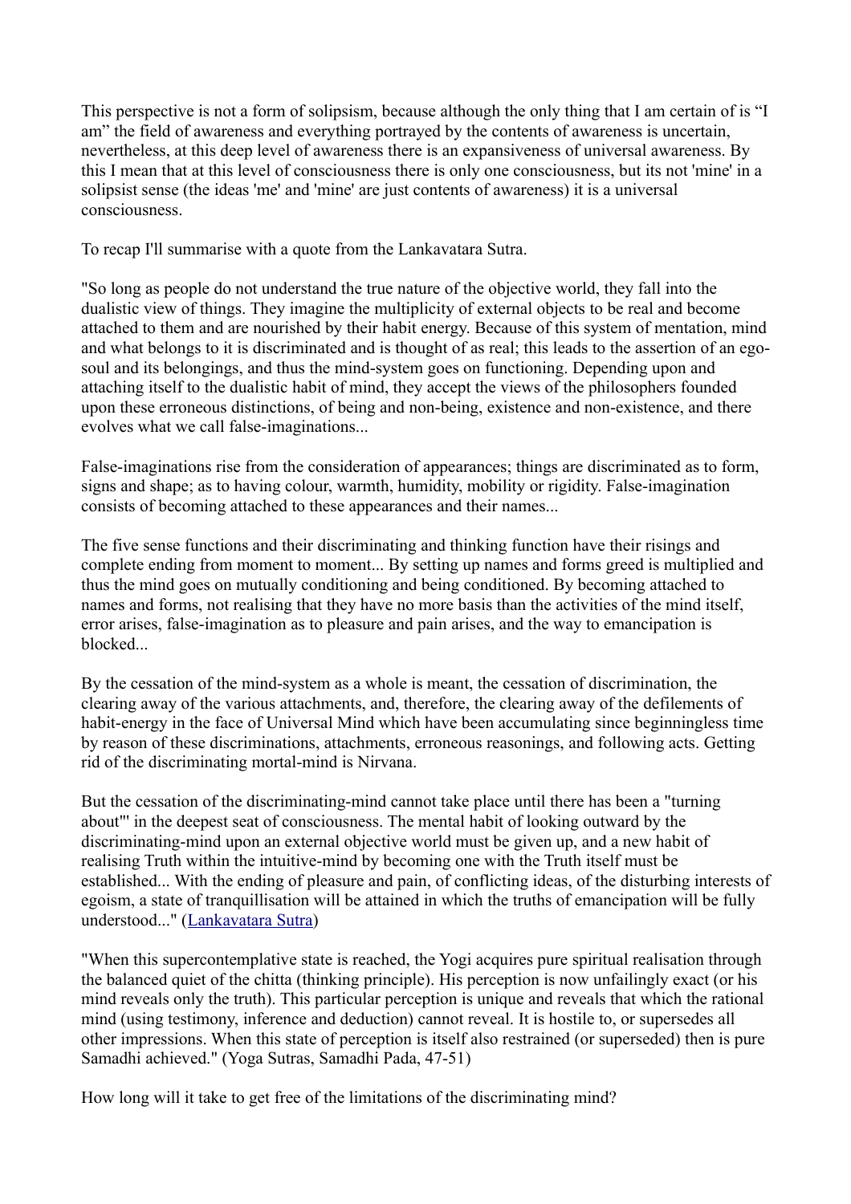This perspective is not a form of solipsism, because although the only thing that I am certain of is "I am" the field of awareness and everything portrayed by the contents of awareness is uncertain, nevertheless, at this deep level of awareness there is an expansiveness of universal awareness. By this I mean that at this level of consciousness there is only one consciousness, but its not 'mine' in a solipsist sense (the ideas 'me' and 'mine' are just contents of awareness) it is a universal consciousness.

To recap I'll summarise with a quote from the Lankavatara Sutra.

"So long as people do not understand the true nature of the objective world, they fall into the dualistic view of things. They imagine the multiplicity of external objects to be real and become attached to them and are nourished by their habit energy. Because of this system of mentation, mind and what belongs to it is discriminated and is thought of as real; this leads to the assertion of an ego-soul and its belongings, and thus the mind-system goes on functioning. Depending upon and attaching itself to the dualistic habit of mind, they accept the views of the philosophers founded upon these erroneous distinctions, of being and non-being, existence and non-existence, and there evolves what we call false-imaginations...

False-imaginations rise from the consideration of appearances; things are discriminated as to form, signs and shape; as to having colour, warmth, humidity, mobility or rigidity. False-imagination consists of becoming attached to these appearances and their names...

The five sense functions and their discriminating and thinking function have their risings and complete ending from moment to moment... By setting up names and forms greed is multiplied and thus the mind goes on mutually conditioning and being conditioned. By becoming attached to names and forms, not realising that they have no more basis than the activities of the mind itself, error arises, false-imagination as to pleasure and pain arises, and the way to emancipation is blocked...

By the cessation of the mind-system as a whole is meant, the cessation of discrimination, the clearing away of the various attachments, and, therefore, the clearing away of the defilements of habit-energy in the face of Universal Mind which have been accumulating since beginningless time by reason of these discriminations, attachments, erroneous reasonings, and following acts. Getting rid of the discriminating mortal-mind is Nirvana.

But the cessation of the discriminating-mind cannot take place until there has been a "turning about"' in the deepest seat of consciousness. The mental habit of looking outward by the discriminating-mind upon an external objective world must be given up, and a new habit of realising Truth within the intuitive-mind by becoming one with the Truth itself must be established... With the ending of pleasure and pain, of conflicting ideas, of the disturbing interests of egoism, a state of tranquillisation will be attained in which the truths of emancipation will be fully understood..." (Lankavatara Sutra)

"When this supercontemplative state is reached, the Yogi acquires pure spiritual realisation through the balanced quiet of the chitta (thinking principle). His perception is now unfailingly exact (or his mind reveals only the truth). This particular perception is unique and reveals that which the rational mind (using testimony, inference and deduction) cannot reveal. It is hostile to, or supersedes all other impressions. When this state of perception is itself also restrained (or superseded) then is pure Samadhi achieved." (Yoga Sutras, Samadhi Pada, 47-51)

How long will it take to get free of the limitations of the discriminating mind?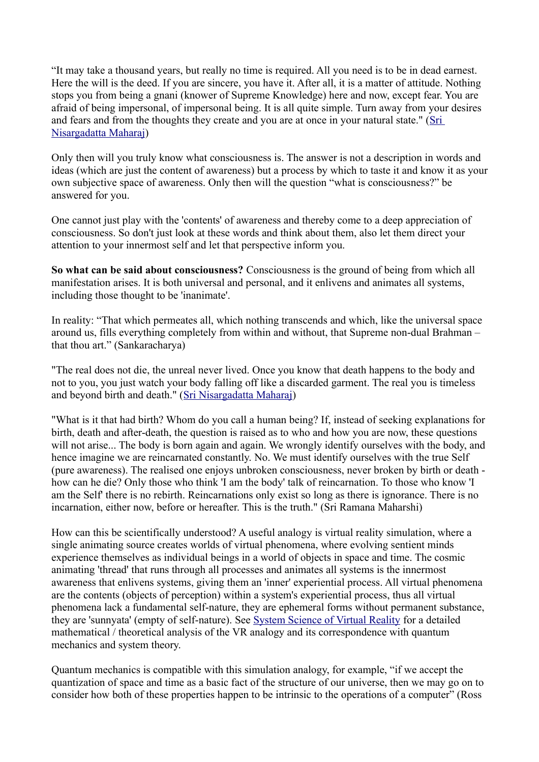“It may take a thousand years, but really no time is required. All you need is to be in dead earnest. Here the will is the deed. If you are sincere, you have it. After all, it is a matter of attitude. Nothing stops you from being a gnani (knower of Supreme Knowledge) here and now, except fear. You are afraid of being impersonal, of impersonal being. It is all quite simple. Turn away from your desires and fears and from the thoughts they create and you are at once in your natural state." (Sri Nisargadatta Maharaj)

Only then will you truly know what consciousness is. The answer is not a description in words and ideas (which are just the content of awareness) but a process by which to taste it and know it as your own subjective space of awareness. Only then will the question “what is consciousness?” be answered for you.

One cannot just play with the 'contents' of awareness and thereby come to a deep appreciation of consciousness. So don't just look at these words and think about them, also let them direct your attention to your innermost self and let that perspective inform you.

**So what can be said about consciousness?** Consciousness is the ground of being from which all manifestation arises. It is both universal and personal, and it enlivens and animates all systems, including those thought to be 'inanimate'.

In reality: “That which permeates all, which nothing transcends and which, like the universal space around us, fills everything completely from within and without, that Supreme non-dual Brahman – that thou art.” (Sankaracharya)

"The real does not die, the unreal never lived. Once you know that death happens to the body and not to you, you just watch your body falling off like a discarded garment. The real you is timeless and beyond birth and death." (Sri Nisargadatta Maharaj)

"What is it that had birth? Whom do you call a human being? If, instead of seeking explanations for birth, death and after-death, the question is raised as to who and how you are now, these questions will not arise... The body is born again and again. We wrongly identify ourselves with the body, and hence imagine we are reincarnated constantly. No. We must identify ourselves with the true Self (pure awareness). The realised one enjoys unbroken consciousness, never broken by birth or death - how can he die? Only those who think 'I am the body' talk of reincarnation. To those who know 'I am the Self' there is no rebirth. Reincarnations only exist so long as there is ignorance. There is no incarnation, either now, before or hereafter. This is the truth." (Sri Ramana Maharshi)

How can this be scientifically understood? A useful analogy is virtual reality simulation, where a single animating source creates worlds of virtual phenomena, where evolving sentient minds experience themselves as individual beings in a world of objects in space and time. The cosmic animating 'thread' that runs through all processes and animates all systems is the innermost awareness that enlivens systems, giving them an 'inner' experiential process. All virtual phenomena are the contents (objects of perception) within a system's experiential process, thus all virtual phenomena lack a fundamental self-nature, they are ephemeral forms without permanent substance, they are 'sunnyata' (empty of self-nature). See System Science of Virtual Reality for a detailed mathematical / theoretical analysis of the VR analogy and its correspondence with quantum mechanics and system theory.

Quantum mechanics is compatible with this simulation analogy, for example, “if we accept the quantization of space and time as a basic fact of the structure of our universe, then we may go on to consider how both of these properties happen to be intrinsic to the operations of a computer” (Ross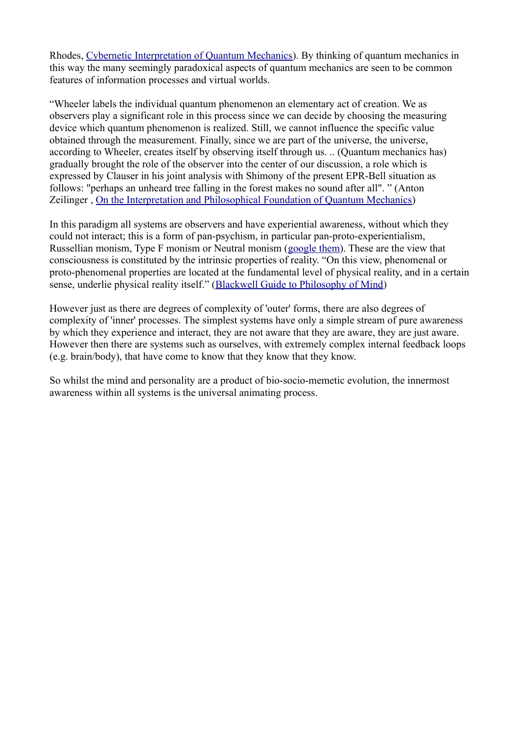Rhodes, [Cybernetic Interpretation of Quantum Mechanics](#)). By thinking of quantum mechanics in this way the many seemingly paradoxical aspects of quantum mechanics are seen to be common features of information processes and virtual worlds.

“Wheeler labels the individual quantum phenomenon an elementary act of creation. We as observers play a significant role in this process since we can decide by choosing the measuring device which quantum phenomenon is realized. Still, we cannot influence the specific value obtained through the measurement. Finally, since we are part of the universe, the universe, according to Wheeler, creates itself by observing itself through us. .. (Quantum mechanics has) gradually brought the role of the observer into the center of our discussion, a role which is expressed by Clauser in his joint analysis with Shimony of the present EPR-Bell situation as follows: "perhaps an unheard tree falling in the forest makes no sound after all". ” (Anton Zeilinger , [On the Interpretation and Philosophical Foundation of Quantum Mechanics](#))

In this paradigm all systems are observers and have experiential awareness, without which they could not interact; this is a form of pan-psychism, in particular pan-proto-experientialism, Russellian monism, Type F monism or Neutral monism ([google them](#)). These are the view that consciousness is constituted by the intrinsic properties of reality. “On this view, phenomenal or proto-phenomenal properties are located at the fundamental level of physical reality, and in a certain sense, underlie physical reality itself.” ([Blackwell Guide to Philosophy of Mind](#))

However just as there are degrees of complexity of 'outer' forms, there are also degrees of complexity of 'inner' processes. The simplest systems have only a simple stream of pure awareness by which they experience and interact, they are not aware that they are aware, they are just aware. However then there are systems such as ourselves, with extremely complex internal feedback loops (e.g. brain/body), that have come to know that they know that they know.

So whilst the mind and personality are a product of bio-socio-memetic evolution, the innermost awareness within all systems is the universal animating process.